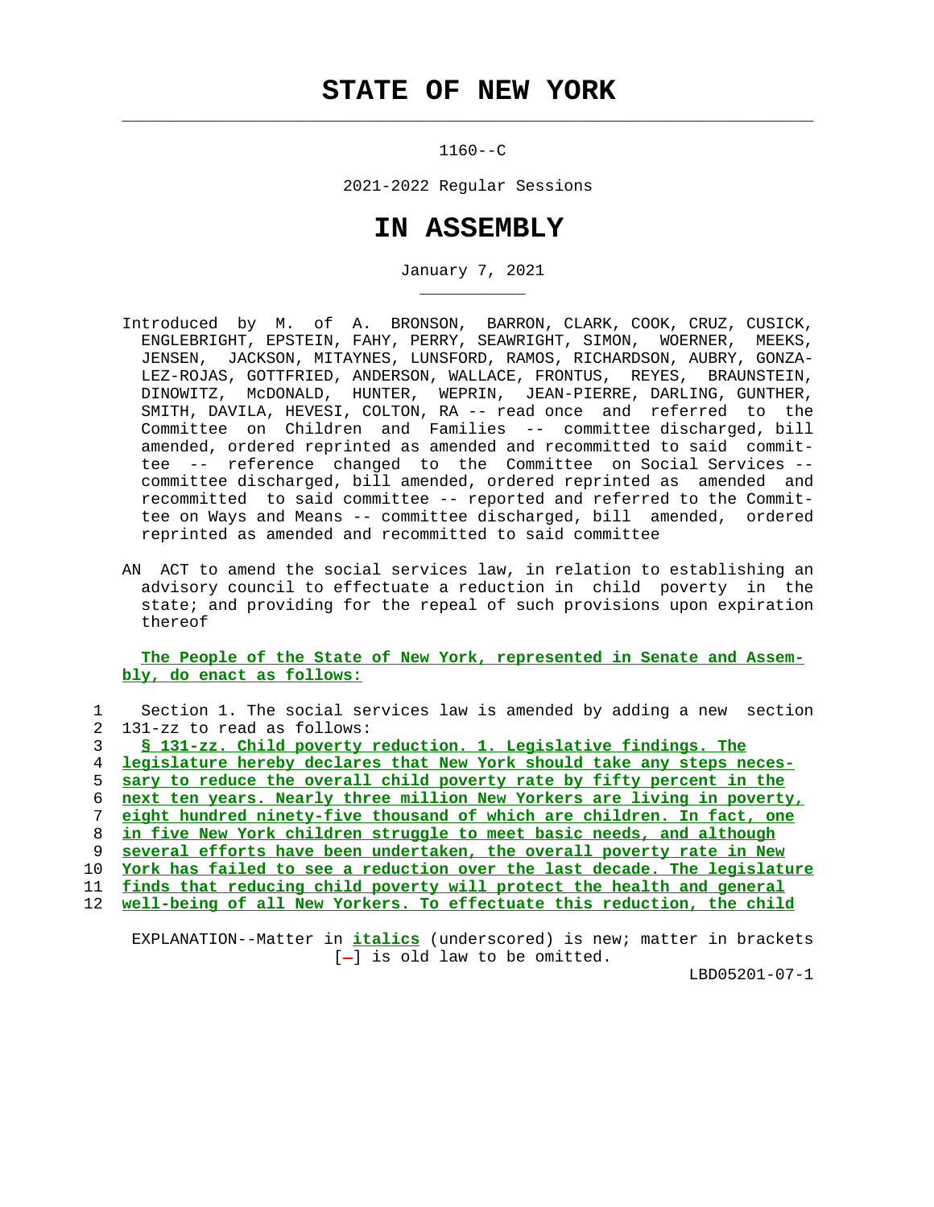# STATE OF NEW YORK

1160--C

2021-2022 Regular Sessions

# IN ASSEMBLY

January 7, 2021

Introduced by M. of A. BRONSON, BARRON, CLARK, COOK, CRUZ, CUSICK, ENGLEBRIGHT, EPSTEIN, FAHY, PERRY, SEAWRIGHT, SIMON, WOERNER, MEEKS, JENSEN, JACKSON, MITAYNES, LUNSFORD, RAMOS, RICHARDSON, AUBRY, GONZALEZ-ROJAS, GOTTFRIED, ANDERSON, WALLACE, FRONTUS, REYES, BRAUNSTEIN, DINOWITZ, McDONALD, HUNTER, WEPRIN, JEAN-PIERRE, DARLING, GUNTHER, SMITH, DAVILA, HEVESI, COLTON, RA -- read once and referred to the Committee on Children and Families -- committee discharged, bill amended, ordered reprinted as amended and recommitted to said committee -- reference changed to the Committee on Social Services -- committee discharged, bill amended, ordered reprinted as amended and recommitted to said committee -- reported and referred to the Committee on Ways and Means -- committee discharged, bill amended, ordered reprinted as amended and recommitted to said committee

AN ACT to amend the social services law, in relation to establishing an advisory council to effectuate a reduction in child poverty in the state; and providing for the repeal of such provisions upon expiration thereof

**The People of the State of New York, represented in Senate and Assembly, do enact as follows:**

1 Section 1. The social services law is amended by adding a new section
2 131-zz to read as follows:
3 **§ 131-zz. Child poverty reduction. 1. Legislative findings. The**
4 **legislature hereby declares that New York should take any steps neces-**
5 **sary to reduce the overall child poverty rate by fifty percent in the**
6 **next ten years. Nearly three million New Yorkers are living in poverty,**
7 **eight hundred ninety-five thousand of which are children. In fact, one**
8 **in five New York children struggle to meet basic needs, and although**
9 **several efforts have been undertaken, the overall poverty rate in New**
10 **York has failed to see a reduction over the last decade. The legislature**
11 **finds that reducing child poverty will protect the health and general**
12 **well-being of all New Yorkers. To effectuate this reduction, the child**

EXPLANATION--Matter in ***italics*** (underscored) is new; matter in brackets [-] is old law to be omitted.

LBD05201-07-1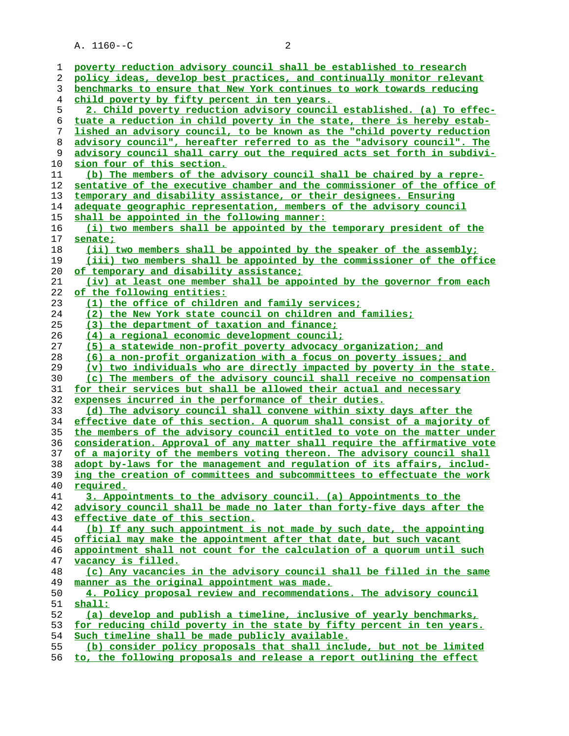poverty reduction advisory council shall be established to research policy ideas, develop best practices, and continually monitor relevant benchmarks to ensure that New York continues to work towards reducing child poverty by fifty percent in ten years.

2. Child poverty reduction advisory council established. (a) To effectuate a reduction in child poverty in the state, there is hereby established an advisory council, to be known as the "child poverty reduction advisory council", hereafter referred to as the "advisory council". The advisory council shall carry out the required acts set forth in subdivision four of this section.

(b) The members of the advisory council shall be chaired by a representative of the executive chamber and the commissioner of the office of temporary and disability assistance, or their designees. Ensuring adequate geographic representation, members of the advisory council shall be appointed in the following manner:

(i) two members shall be appointed by the temporary president of the senate;

(ii) two members shall be appointed by the speaker of the assembly;

(iii) two members shall be appointed by the commissioner of the office of temporary and disability assistance;

(iv) at least one member shall be appointed by the governor from each of the following entities:

(1) the office of children and family services;

(2) the New York state council on children and families;

(3) the department of taxation and finance;

(4) a regional economic development council;

(5) a statewide non-profit poverty advocacy organization; and

(6) a non-profit organization with a focus on poverty issues; and

(v) two individuals who are directly impacted by poverty in the state.

(c) The members of the advisory council shall receive no compensation for their services but shall be allowed their actual and necessary expenses incurred in the performance of their duties.

(d) The advisory council shall convene within sixty days after the effective date of this section. A quorum shall consist of a majority of the members of the advisory council entitled to vote on the matter under consideration. Approval of any matter shall require the affirmative vote of a majority of the members voting thereon. The advisory council shall adopt by-laws for the management and regulation of its affairs, including the creation of committees and subcommittees to effectuate the work required.

3. Appointments to the advisory council. (a) Appointments to the advisory council shall be made no later than forty-five days after the effective date of this section.

(b) If any such appointment is not made by such date, the appointing official may make the appointment after that date, but such vacant appointment shall not count for the calculation of a quorum until such vacancy is filled.

(c) Any vacancies in the advisory council shall be filled in the same manner as the original appointment was made.

4. Policy proposal review and recommendations. The advisory council shall:

(a) develop and publish a timeline, inclusive of yearly benchmarks, for reducing child poverty in the state by fifty percent in ten years. Such timeline shall be made publicly available.

(b) consider policy proposals that shall include, but not be limited to, the following proposals and release a report outlining the effect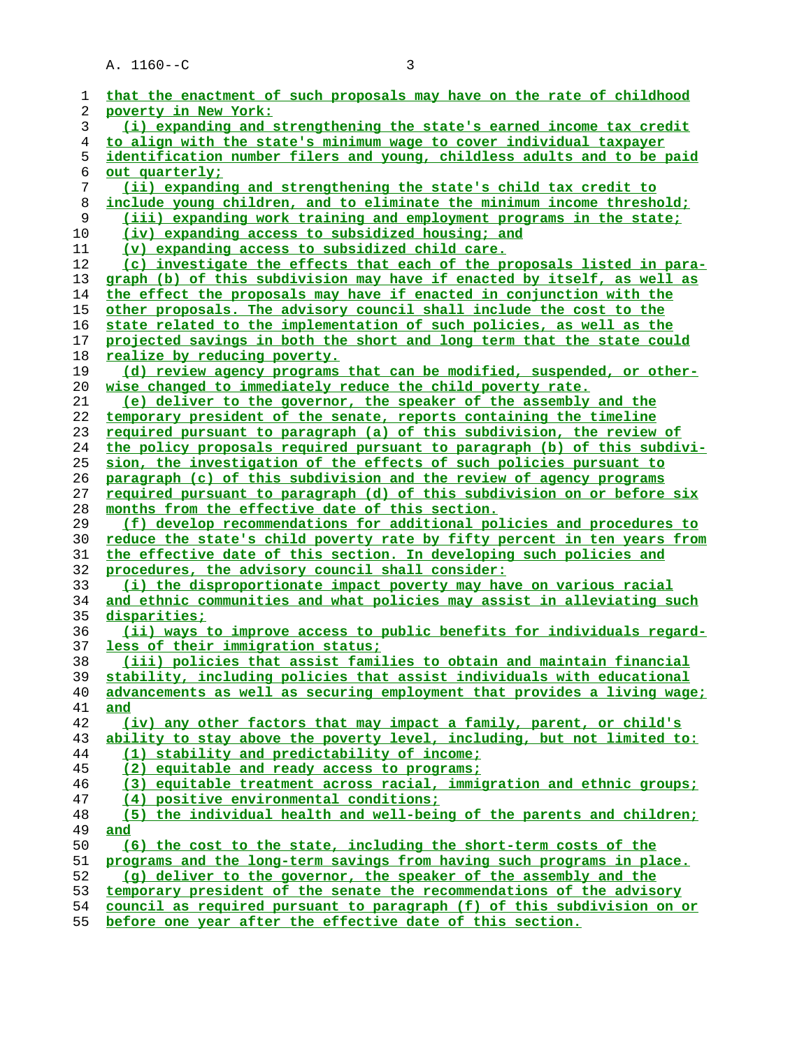that the enactment of such proposals may have on the rate of childhood poverty in New York:

(i) expanding and strengthening the state's earned income tax credit to align with the state's minimum wage to cover individual taxpayer identification number filers and young, childless adults and to be paid out quarterly;

(ii) expanding and strengthening the state's child tax credit to include young children, and to eliminate the minimum income threshold;

(iii) expanding work training and employment programs in the state;

(iv) expanding access to subsidized housing; and

(v) expanding access to subsidized child care.

(c) investigate the effects that each of the proposals listed in paragraph (b) of this subdivision may have if enacted by itself, as well as the effect the proposals may have if enacted in conjunction with the other proposals. The advisory council shall include the cost to the state related to the implementation of such policies, as well as the projected savings in both the short and long term that the state could realize by reducing poverty.

(d) review agency programs that can be modified, suspended, or otherwise changed to immediately reduce the child poverty rate.

(e) deliver to the governor, the speaker of the assembly and the temporary president of the senate, reports containing the timeline required pursuant to paragraph (a) of this subdivision, the review of the policy proposals required pursuant to paragraph (b) of this subdivision, the investigation of the effects of such policies pursuant to paragraph (c) of this subdivision and the review of agency programs required pursuant to paragraph (d) of this subdivision on or before six months from the effective date of this section.

(f) develop recommendations for additional policies and procedures to reduce the state's child poverty rate by fifty percent in ten years from the effective date of this section. In developing such policies and procedures, the advisory council shall consider:

(i) the disproportionate impact poverty may have on various racial and ethnic communities and what policies may assist in alleviating such disparities;

(ii) ways to improve access to public benefits for individuals regardless of their immigration status;

(iii) policies that assist families to obtain and maintain financial stability, including policies that assist individuals with educational advancements as well as securing employment that provides a living wage; and

(iv) any other factors that may impact a family, parent, or child's ability to stay above the poverty level, including, but not limited to:

(1) stability and predictability of income;

(2) equitable and ready access to programs;

(3) equitable treatment across racial, immigration and ethnic groups;

(4) positive environmental conditions;

(5) the individual health and well-being of the parents and children; and

(6) the cost to the state, including the short-term costs of the programs and the long-term savings from having such programs in place.

(g) deliver to the governor, the speaker of the assembly and the temporary president of the senate the recommendations of the advisory council as required pursuant to paragraph (f) of this subdivision on or before one year after the effective date of this section.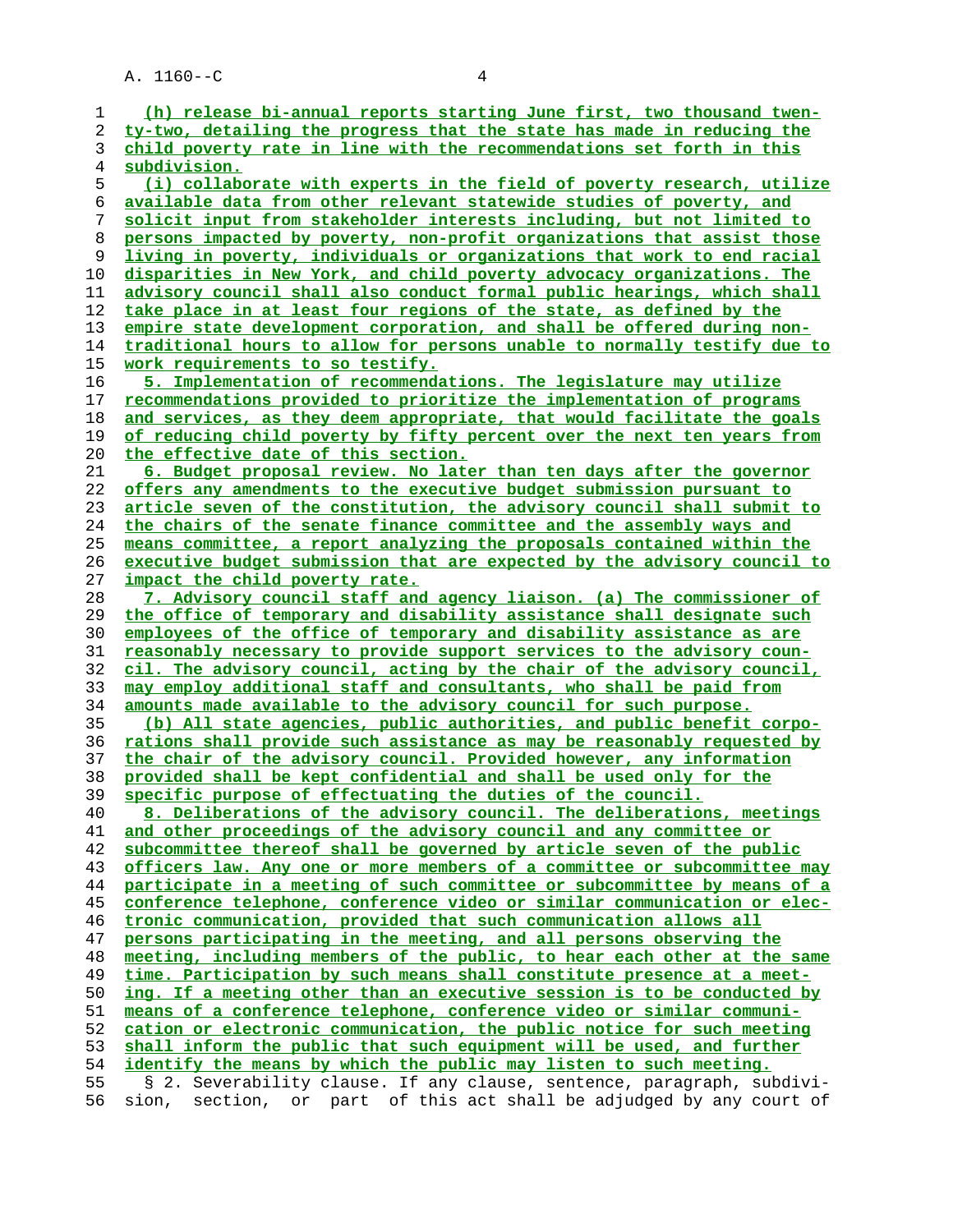(h) release bi-annual reports starting June first, two thousand twenty-two, detailing the progress that the state has made in reducing the child poverty rate in line with the recommendations set forth in this subdivision.

(i) collaborate with experts in the field of poverty research, utilize available data from other relevant statewide studies of poverty, and solicit input from stakeholder interests including, but not limited to persons impacted by poverty, non-profit organizations that assist those living in poverty, individuals or organizations that work to end racial disparities in New York, and child poverty advocacy organizations. The advisory council shall also conduct formal public hearings, which shall take place in at least four regions of the state, as defined by the empire state development corporation, and shall be offered during non-traditional hours to allow for persons unable to normally testify due to work requirements to so testify.

5. Implementation of recommendations. The legislature may utilize recommendations provided to prioritize the implementation of programs and services, as they deem appropriate, that would facilitate the goals of reducing child poverty by fifty percent over the next ten years from the effective date of this section.

6. Budget proposal review. No later than ten days after the governor offers any amendments to the executive budget submission pursuant to article seven of the constitution, the advisory council shall submit to the chairs of the senate finance committee and the assembly ways and means committee, a report analyzing the proposals contained within the executive budget submission that are expected by the advisory council to impact the child poverty rate.

7. Advisory council staff and agency liaison. (a) The commissioner of the office of temporary and disability assistance shall designate such employees of the office of temporary and disability assistance as are reasonably necessary to provide support services to the advisory council. The advisory council, acting by the chair of the advisory council, may employ additional staff and consultants, who shall be paid from amounts made available to the advisory council for such purpose.

(b) All state agencies, public authorities, and public benefit corporations shall provide such assistance as may be reasonably requested by the chair of the advisory council. Provided however, any information provided shall be kept confidential and shall be used only for the specific purpose of effectuating the duties of the council.

8. Deliberations of the advisory council. The deliberations, meetings and other proceedings of the advisory council and any committee or subcommittee thereof shall be governed by article seven of the public officers law. Any one or more members of a committee or subcommittee may participate in a meeting of such committee or subcommittee by means of a conference telephone, conference video or similar communication or electronic communication, provided that such communication allows all persons participating in the meeting, and all persons observing the meeting, including members of the public, to hear each other at the same time. Participation by such means shall constitute presence at a meeting. If a meeting other than an executive session is to be conducted by means of a conference telephone, conference video or similar communication or electronic communication, the public notice for such meeting shall inform the public that such equipment will be used, and further identify the means by which the public may listen to such meeting.

§ 2. Severability clause. If any clause, sentence, paragraph, subdivision, section, or part of this act shall be adjudged by any court of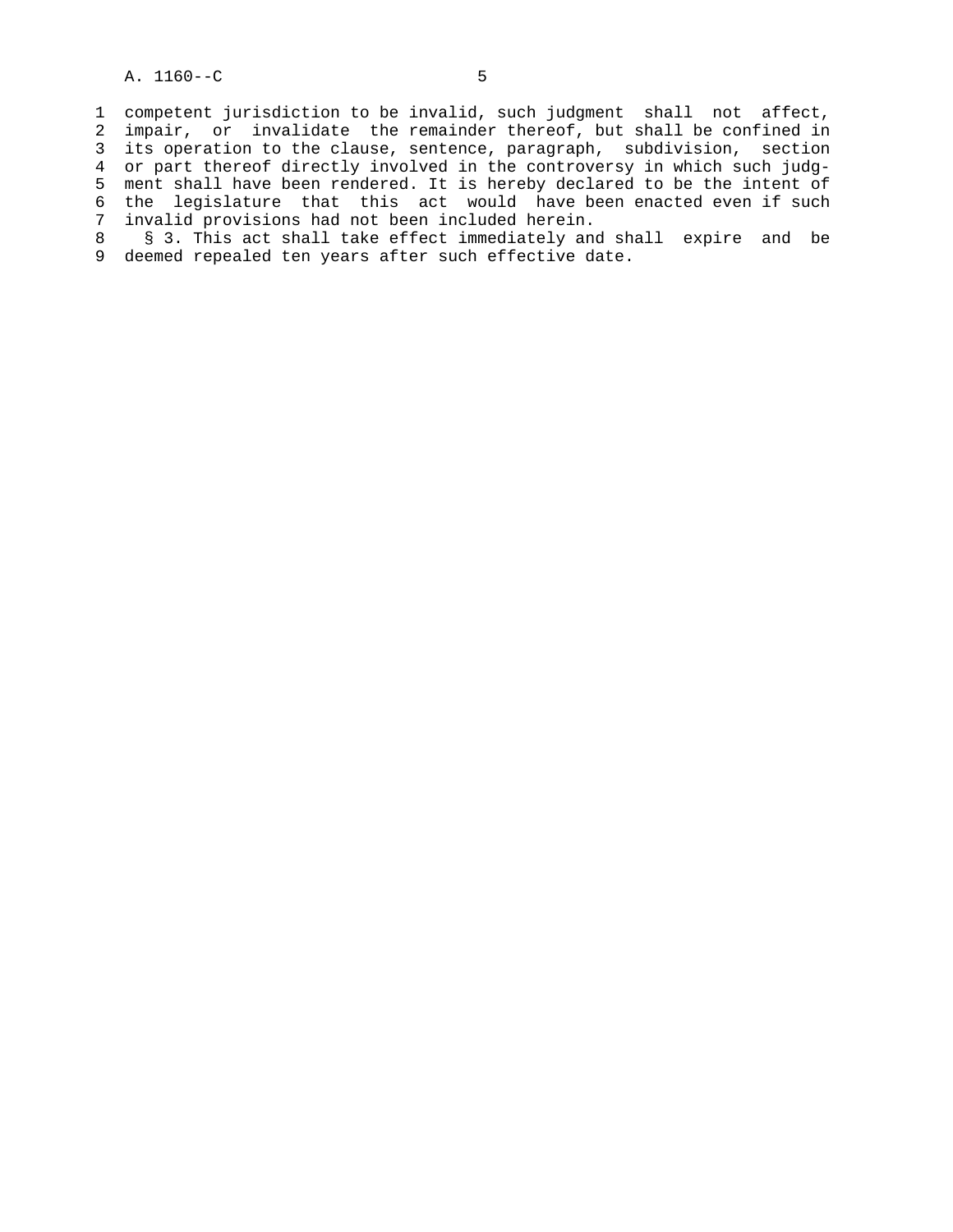competent jurisdiction to be invalid, such judgment shall not affect, impair, or invalidate the remainder thereof, but shall be confined in its operation to the clause, sentence, paragraph, subdivision, section or part thereof directly involved in the controversy in which such judgment shall have been rendered. It is hereby declared to be the intent of the legislature that this act would have been enacted even if such invalid provisions had not been included herein.

§ 3. This act shall take effect immediately and shall expire and be deemed repealed ten years after such effective date.